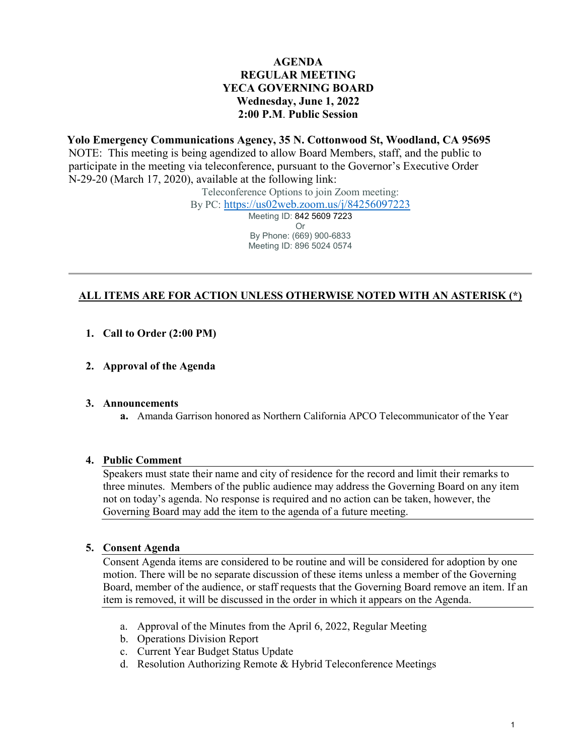# AGENDA
## REGULAR MEETING
## YECA GOVERNING BOARD
**Wednesday, June 1, 2022**
**2:00 P.M. Public Session**

**Yolo Emergency Communications Agency, 35 N. Cottonwood St, Woodland, CA 95695**

NOTE: This meeting is being agendized to allow Board Members, staff, and the public to participate in the meeting via teleconference, pursuant to the Governor's Executive Order N-29-20 (March 17, 2020), available at the following link:

Teleconference Options to join Zoom meeting:
By PC: https://us02web.zoom.us/j/84256097223
Meeting ID: 842 5609 7223
Or
By Phone: (669) 900-6833
Meeting ID: 896 5024 0574

---

**ALL ITEMS ARE FOR ACTION UNLESS OTHERWISE NOTED WITH AN ASTERISK (*)**

1. **Call to Order (2:00 PM)**

2. **Approval of the Agenda**

3. **Announcements**
   - **a.** Amanda Garrison honored as Northern California APCO Telecommunicator of the Year

4. **Public Comment**

   Speakers must state their name and city of residence for the record and limit their remarks to three minutes. Members of the public audience may address the Governing Board on any item not on today's agenda. No response is required and no action can be taken, however, the Governing Board may add the item to the agenda of a future meeting.

5. **Consent Agenda**

   Consent Agenda items are considered to be routine and will be considered for adoption by one motion. There will be no separate discussion of these items unless a member of the Governing Board, member of the audience, or staff requests that the Governing Board remove an item. If an item is removed, it will be discussed in the order in which it appears on the Agenda.

   a. Approval of the Minutes from the April 6, 2022, Regular Meeting
   b. Operations Division Report
   c. Current Year Budget Status Update
   d. Resolution Authorizing Remote & Hybrid Teleconference Meetings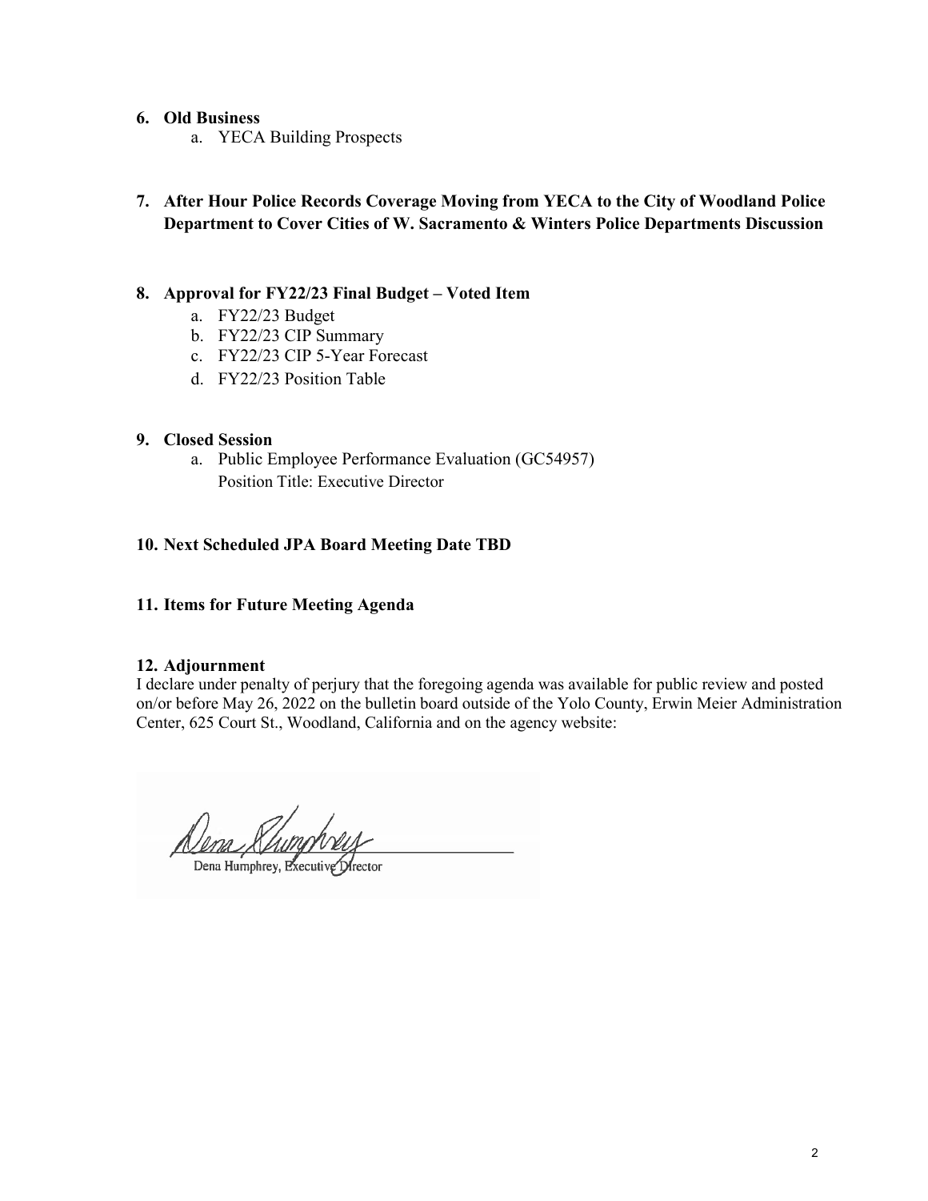**6. Old Business**

   a. YECA Building Prospects

**7. After Hour Police Records Coverage Moving from YECA to the City of Woodland Police Department to Cover Cities of W. Sacramento & Winters Police Departments Discussion**

**8. Approval for FY22/23 Final Budget – Voted Item**

   a. FY22/23 Budget
   b. FY22/23 CIP Summary
   c. FY22/23 CIP 5-Year Forecast
   d. FY22/23 Position Table

**9. Closed Session**

   a. Public Employee Performance Evaluation (GC54957)
   Position Title: Executive Director

**10. Next Scheduled JPA Board Meeting Date TBD**

**11. Items for Future Meeting Agenda**

**12. Adjournment**

I declare under penalty of perjury that the foregoing agenda was available for public review and posted on/or before May 26, 2022 on the bulletin board outside of the Yolo County, Erwin Meier Administration Center, 625 Court St., Woodland, California and on the agency website:

Dena Humphrey

Dena Humphrey, Executive Director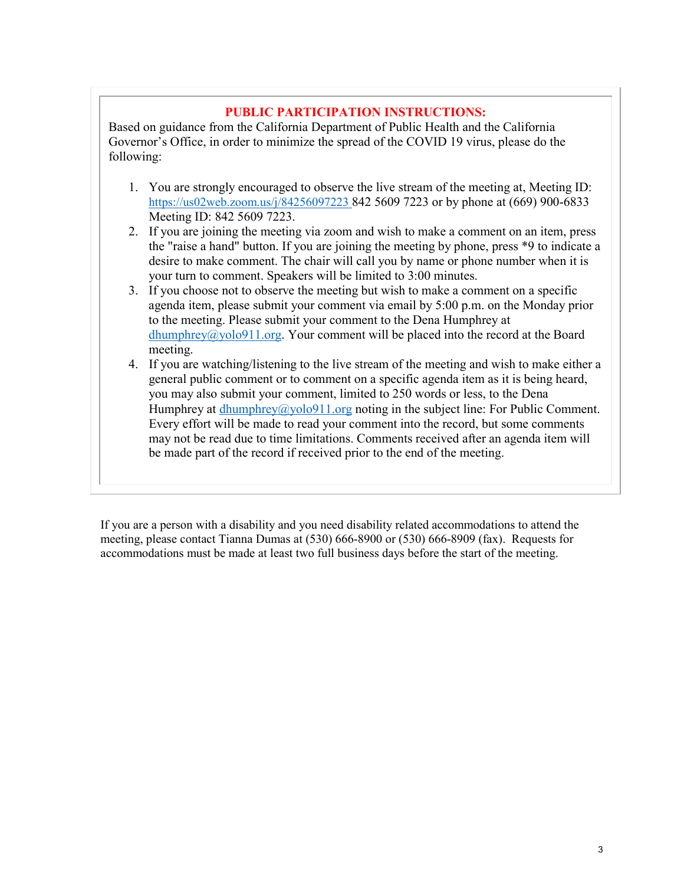## PUBLIC PARTICIPATION INSTRUCTIONS:

Based on guidance from the California Department of Public Health and the California Governor's Office, in order to minimize the spread of the COVID 19 virus, please do the following:

1. You are strongly encouraged to observe the live stream of the meeting at, Meeting ID: https://us02web.zoom.us/j/84256097223 842 5609 7223 or by phone at (669) 900-6833 Meeting ID: 842 5609 7223.
2. If you are joining the meeting via zoom and wish to make a comment on an item, press the "raise a hand" button. If you are joining the meeting by phone, press *9 to indicate a desire to make comment. The chair will call you by name or phone number when it is your turn to comment. Speakers will be limited to 3:00 minutes.
3. If you choose not to observe the meeting but wish to make a comment on a specific agenda item, please submit your comment via email by 5:00 p.m. on the Monday prior to the meeting. Please submit your comment to the Dena Humphrey at dhumphrey@yolo911.org. Your comment will be placed into the record at the Board meeting.
4. If you are watching/listening to the live stream of the meeting and wish to make either a general public comment or to comment on a specific agenda item as it is being heard, you may also submit your comment, limited to 250 words or less, to the Dena Humphrey at dhumphrey@yolo911.org noting in the subject line: For Public Comment. Every effort will be made to read your comment into the record, but some comments may not be read due to time limitations. Comments received after an agenda item will be made part of the record if received prior to the end of the meeting.

If you are a person with a disability and you need disability related accommodations to attend the meeting, please contact Tianna Dumas at (530) 666-8900 or (530) 666-8909 (fax). Requests for accommodations must be made at least two full business days before the start of the meeting.